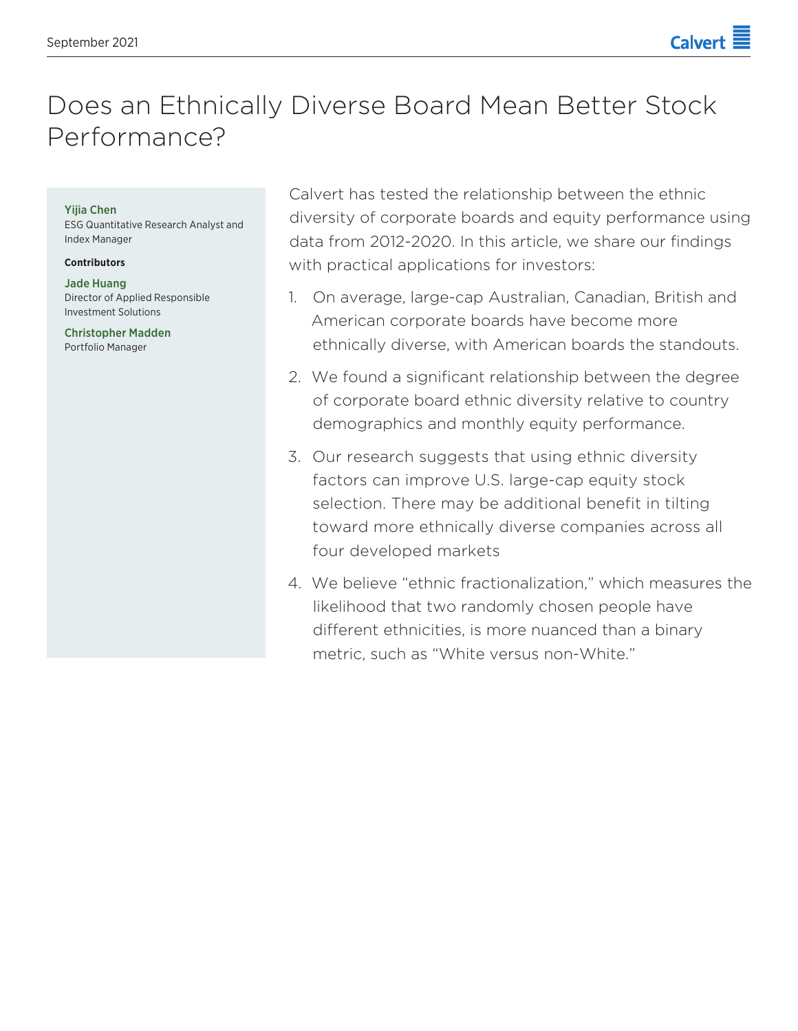# Does an Ethnically Diverse Board Mean Better Stock Performance?

**Yijia Chen**
ESG Quantitative Research Analyst and Index Manager

**Contributors**

**Jade Huang**
Director of Applied Responsible Investment Solutions

**Christopher Madden**
Portfolio Manager

Calvert has tested the relationship between the ethnic diversity of corporate boards and equity performance using data from 2012-2020. In this article, we share our findings with practical applications for investors:

1. On average, large-cap Australian, Canadian, British and American corporate boards have become more ethnically diverse, with American boards the standouts.
2. We found a significant relationship between the degree of corporate board ethnic diversity relative to country demographics and monthly equity performance.
3. Our research suggests that using ethnic diversity factors can improve U.S. large-cap equity stock selection. There may be additional benefit in tilting toward more ethnically diverse companies across all four developed markets
4. We believe "ethnic fractionalization," which measures the likelihood that two randomly chosen people have different ethnicities, is more nuanced than a binary metric, such as "White versus non-White."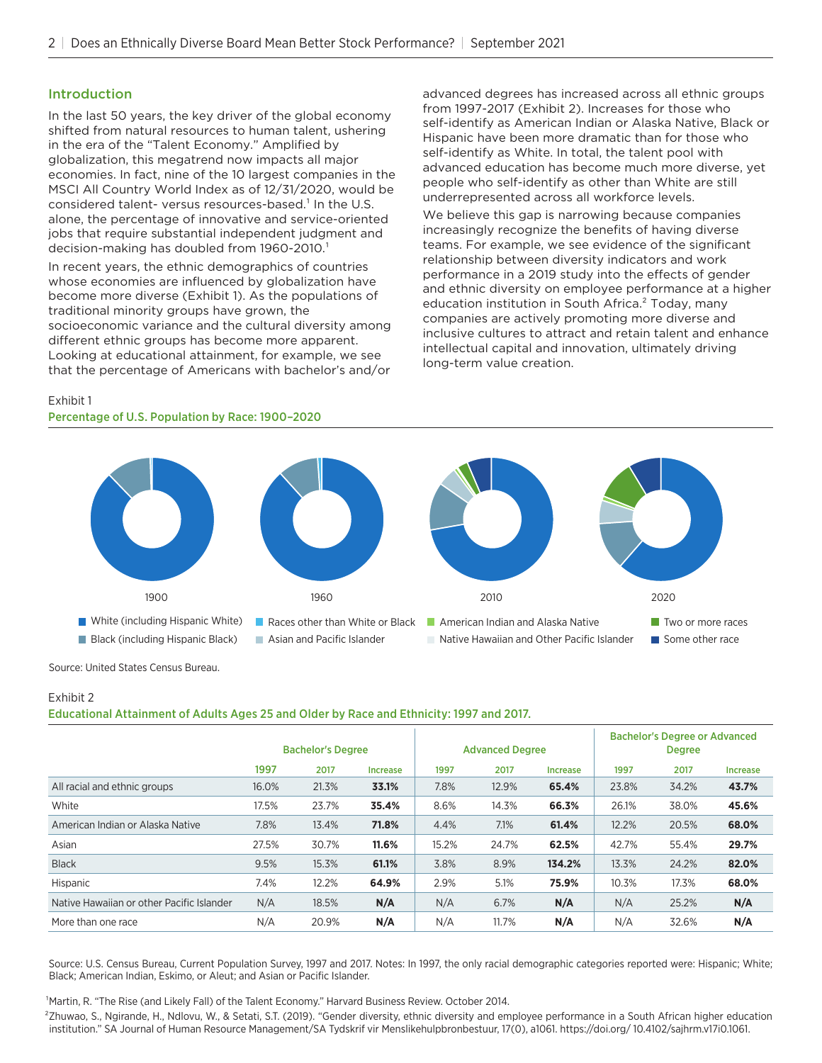## Introduction

In the last 50 years, the key driver of the global economy shifted from natural resources to human talent, ushering in the era of the "Talent Economy." Amplified by globalization, this megatrend now impacts all major economies. In fact, nine of the 10 largest companies in the MSCI All Country World Index as of 12/31/2020, would be considered talent- versus resources-based.[1] In the U.S. alone, the percentage of innovative and service-oriented jobs that require substantial independent judgment and decision-making has doubled from 1960-2010.[1]

In recent years, the ethnic demographics of countries whose economies are influenced by globalization have become more diverse (Exhibit 1). As the populations of traditional minority groups have grown, the socioeconomic variance and the cultural diversity among different ethnic groups has become more apparent. Looking at educational attainment, for example, we see that the percentage of Americans with bachelor's and/or advanced degrees has increased across all ethnic groups from 1997-2017 (Exhibit 2). Increases for those who self-identify as American Indian or Alaska Native, Black or Hispanic have been more dramatic than for those who self-identify as White. In total, the talent pool with advanced education has become much more diverse, yet people who self-identify as other than White are still underrepresented across all workforce levels.

We believe this gap is narrowing because companies increasingly recognize the benefits of having diverse teams. For example, we see evidence of the significant relationship between diversity indicators and work performance in a 2019 study into the effects of gender and ethnic diversity on employee performance at a higher education institution in South Africa.[2] Today, many companies are actively promoting more diverse and inclusive cultures to attract and retain talent and enhance intellectual capital and innovation, ultimately driving long-term value creation.

Exhibit 1

**Percentage of U.S. Population by Race: 1900–2020**

1900 | 1960 | 2010 | 2020

White (including Hispanic White) | Black (including Hispanic Black) | Races other than White or Black | Asian and Pacific Islander | American Indian and Alaska Native | Native Hawaiian and Other Pacific Islander | Two or more races | Some other race

Source: United States Census Bureau.

Exhibit 2

**Educational Attainment of Adults Ages 25 and Older by Race and Ethnicity: 1997 and 2017.**

| | Bachelor's Degree | | | Advanced Degree | | | Bachelor's Degree or Advanced Degree | | |
|---|---|---|---|---|---|---|---|---|---|
| | 1997 | 2017 | Increase | 1997 | 2017 | Increase | 1997 | 2017 | Increase |
| All racial and ethnic groups | 16.0% | 21.3% | **33.1%** | 7.8% | 12.9% | **65.4%** | 23.8% | 34.2% | **43.7%** |
| White | 17.5% | 23.7% | **35.4%** | 8.6% | 14.3% | **66.3%** | 26.1% | 38.0% | **45.6%** |
| American Indian or Alaska Native | 7.8% | 13.4% | **71.8%** | 4.4% | 7.1% | **61.4%** | 12.2% | 20.5% | **68.0%** |
| Asian | 27.5% | 30.7% | **11.6%** | 15.2% | 24.7% | **62.5%** | 42.7% | 55.4% | **29.7%** |
| Black | 9.5% | 15.3% | **61.1%** | 3.8% | 8.9% | **134.2%** | 13.3% | 24.2% | **82.0%** |
| Hispanic | 7.4% | 12.2% | **64.9%** | 2.9% | 5.1% | **75.9%** | 10.3% | 17.3% | **68.0%** |
| Native Hawaiian or other Pacific Islander | N/A | 18.5% | **N/A** | N/A | 6.7% | **N/A** | N/A | 25.2% | **N/A** |
| More than one race | N/A | 20.9% | **N/A** | N/A | 11.7% | **N/A** | N/A | 32.6% | **N/A** |

Source: U.S. Census Bureau, Current Population Survey, 1997 and 2017. Notes: In 1997, the only racial demographic categories reported were: Hispanic; White; Black; American Indian, Eskimo, or Aleut; and Asian or Pacific Islander.

[1] Martin, R. "The Rise (and Likely Fall) of the Talent Economy." Harvard Business Review. October 2014.

[2] Zhuwao, S., Ngirande, H., Ndlovu, W., & Setati, S.T. (2019). "Gender diversity, ethnic diversity and employee performance in a South African higher education institution." SA Journal of Human Resource Management/SA Tydskrif vir Menslikehulpbronbestuur, 17(0), a1061. https://doi.org/ 10.4102/sajhrm.v17i0.1061.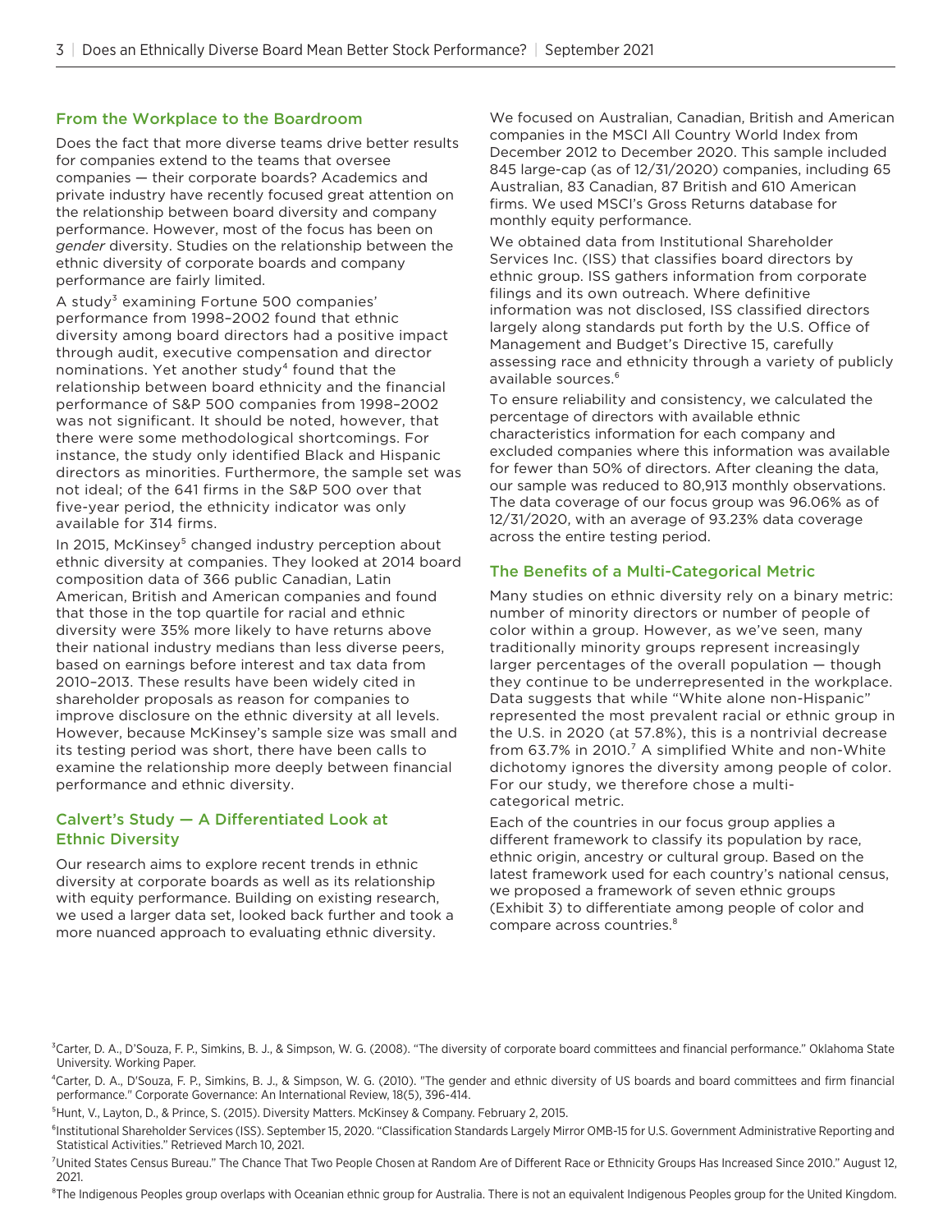## From the Workplace to the Boardroom

Does the fact that more diverse teams drive better results for companies extend to the teams that oversee companies — their corporate boards? Academics and private industry have recently focused great attention on the relationship between board diversity and company performance. However, most of the focus has been on *gender* diversity. Studies on the relationship between the ethnic diversity of corporate boards and company performance are fairly limited.

A study[3] examining Fortune 500 companies' performance from 1998–2002 found that ethnic diversity among board directors had a positive impact through audit, executive compensation and director nominations. Yet another study[4] found that the relationship between board ethnicity and the financial performance of S&P 500 companies from 1998–2002 was not significant. It should be noted, however, that there were some methodological shortcomings. For instance, the study only identified Black and Hispanic directors as minorities. Furthermore, the sample set was not ideal; of the 641 firms in the S&P 500 over that five-year period, the ethnicity indicator was only available for 314 firms.

In 2015, McKinsey[5] changed industry perception about ethnic diversity at companies. They looked at 2014 board composition data of 366 public Canadian, Latin American, British and American companies and found that those in the top quartile for racial and ethnic diversity were 35% more likely to have returns above their national industry medians than less diverse peers, based on earnings before interest and tax data from 2010–2013. These results have been widely cited in shareholder proposals as reason for companies to improve disclosure on the ethnic diversity at all levels. However, because McKinsey's sample size was small and its testing period was short, there have been calls to examine the relationship more deeply between financial performance and ethnic diversity.

## Calvert's Study — A Differentiated Look at Ethnic Diversity

Our research aims to explore recent trends in ethnic diversity at corporate boards as well as its relationship with equity performance. Building on existing research, we used a larger data set, looked back further and took a more nuanced approach to evaluating ethnic diversity.

We focused on Australian, Canadian, British and American companies in the MSCI All Country World Index from December 2012 to December 2020. This sample included 845 large-cap (as of 12/31/2020) companies, including 65 Australian, 83 Canadian, 87 British and 610 American firms. We used MSCI's Gross Returns database for monthly equity performance.

We obtained data from Institutional Shareholder Services Inc. (ISS) that classifies board directors by ethnic group. ISS gathers information from corporate filings and its own outreach. Where definitive information was not disclosed, ISS classified directors largely along standards put forth by the U.S. Office of Management and Budget's Directive 15, carefully assessing race and ethnicity through a variety of publicly available sources.[6]

To ensure reliability and consistency, we calculated the percentage of directors with available ethnic characteristics information for each company and excluded companies where this information was available for fewer than 50% of directors. After cleaning the data, our sample was reduced to 80,913 monthly observations. The data coverage of our focus group was 96.06% as of 12/31/2020, with an average of 93.23% data coverage across the entire testing period.

## The Benefits of a Multi-Categorical Metric

Many studies on ethnic diversity rely on a binary metric: number of minority directors or number of people of color within a group. However, as we've seen, many traditionally minority groups represent increasingly larger percentages of the overall population — though they continue to be underrepresented in the workplace. Data suggests that while "White alone non-Hispanic" represented the most prevalent racial or ethnic group in the U.S. in 2020 (at 57.8%), this is a nontrivial decrease from 63.7% in 2010.[7] A simplified White and non-White dichotomy ignores the diversity among people of color. For our study, we therefore chose a multi-categorical metric.

Each of the countries in our focus group applies a different framework to classify its population by race, ethnic origin, ancestry or cultural group. Based on the latest framework used for each country's national census, we proposed a framework of seven ethnic groups (Exhibit 3) to differentiate among people of color and compare across countries.[8]

---

[3] Carter, D. A., D'Souza, F. P., Simkins, B. J., & Simpson, W. G. (2008). "The diversity of corporate board committees and financial performance." Oklahoma State University. Working Paper.

[4] Carter, D. A., D'Souza, F. P., Simkins, B. J., & Simpson, W. G. (2010). "The gender and ethnic diversity of US boards and board committees and firm financial performance." Corporate Governance: An International Review, 18(5), 396-414.

[5] Hunt, V., Layton, D., & Prince, S. (2015). Diversity Matters. McKinsey & Company. February 2, 2015.

[6] Institutional Shareholder Services (ISS). September 15, 2020. "Classification Standards Largely Mirror OMB-15 for U.S. Government Administrative Reporting and Statistical Activities." Retrieved March 10, 2021.

[7] United States Census Bureau." The Chance That Two People Chosen at Random Are of Different Race or Ethnicity Groups Has Increased Since 2010." August 12, 2021.

[8] The Indigenous Peoples group overlaps with Oceanian ethnic group for Australia. There is not an equivalent Indigenous Peoples group for the United Kingdom.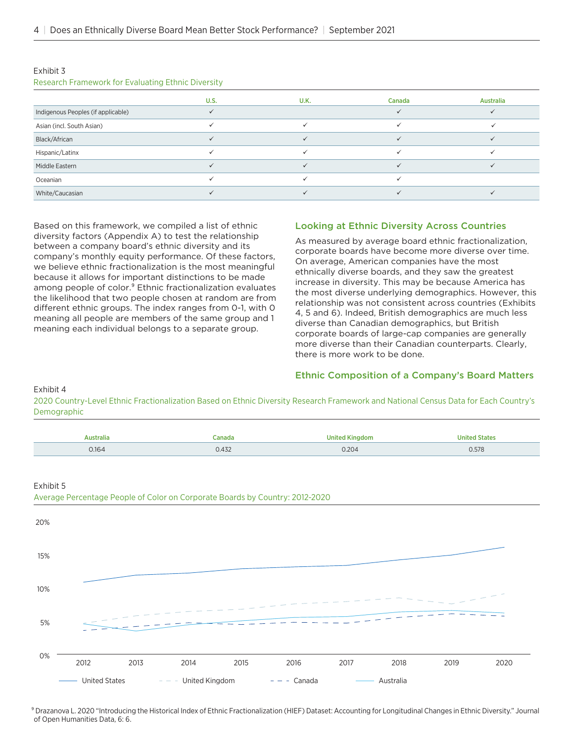Exhibit 3

Research Framework for Evaluating Ethnic Diversity

| | U.S. | U.K. | Canada | Australia |
|---|---|---|---|---|
| Indigenous Peoples (if applicable) | ✓ | | ✓ | ✓ |
| Asian (incl. South Asian) | ✓ | ✓ | ✓ | ✓ |
| Black/African | ✓ | ✓ | ✓ | ✓ |
| Hispanic/Latinx | ✓ | ✓ | ✓ | ✓ |
| Middle Eastern | ✓ | ✓ | ✓ | ✓ |
| Oceanian | ✓ | ✓ | ✓ | |
| White/Caucasian | ✓ | ✓ | ✓ | ✓ |

Based on this framework, we compiled a list of ethnic diversity factors (Appendix A) to test the relationship between a company board's ethnic diversity and its company's monthly equity performance. Of these factors, we believe ethnic fractionalization is the most meaningful because it allows for important distinctions to be made among people of color.[9] Ethnic fractionalization evaluates the likelihood that two people chosen at random are from different ethnic groups. The index ranges from 0-1, with 0 meaning all people are members of the same group and 1 meaning each individual belongs to a separate group.

## Looking at Ethnic Diversity Across Countries

As measured by average board ethnic fractionalization, corporate boards have become more diverse over time. On average, American companies have the most ethnically diverse boards, and they saw the greatest increase in diversity. This may be because America has the most diverse underlying demographics. However, this relationship was not consistent across countries (Exhibits 4, 5 and 6). Indeed, British demographics are much less diverse than Canadian demographics, but British corporate boards of large-cap companies are generally more diverse than their Canadian counterparts. Clearly, there is more work to be done.

## Ethnic Composition of a Company's Board Matters

Exhibit 4

2020 Country-Level Ethnic Fractionalization Based on Ethnic Diversity Research Framework and National Census Data for Each Country's Demographic

| Australia | Canada | United Kingdom | United States |
|---|---|---|---|
| 0.164 | 0.432 | 0.204 | 0.578 |

Exhibit 5

Average Percentage People of Color on Corporate Boards by Country: 2012-2020

[Line chart: y-axis 0%–20%; x-axis 2012–2020; series: United States, United Kingdom, Canada, Australia]

[9] Drazanova L. 2020 "Introducing the Historical Index of Ethnic Fractionalization (HIEF) Dataset: Accounting for Longitudinal Changes in Ethnic Diversity." Journal of Open Humanities Data, 6: 6.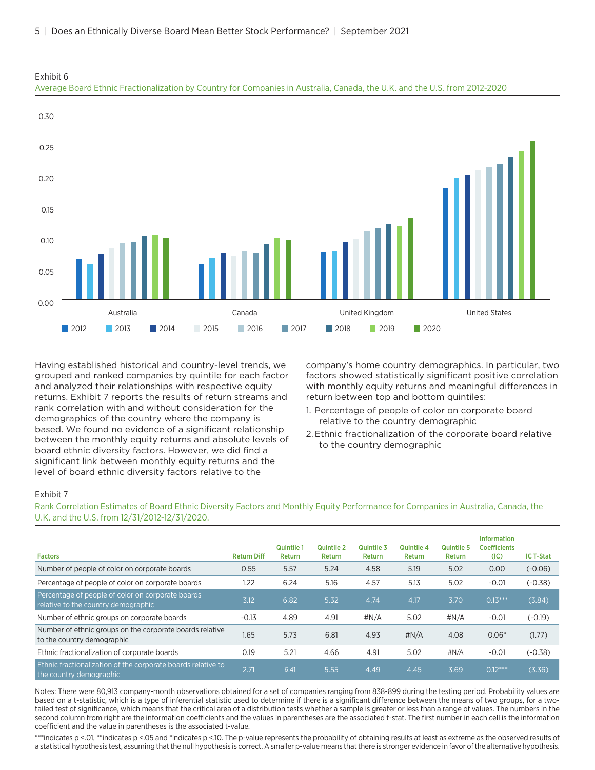Exhibit 6

Average Board Ethnic Fractionalization by Country for Companies in Australia, Canada, the U.K. and the U.S. from 2012-2020

Having established historical and country-level trends, we grouped and ranked companies by quintile for each factor and analyzed their relationships with respective equity returns. Exhibit 7 reports the results of return streams and rank correlation with and without consideration for the demographics of the country where the company is based. We found no evidence of a significant relationship between the monthly equity returns and absolute levels of board ethnic diversity factors. However, we did find a significant link between monthly equity returns and the level of board ethnic diversity factors relative to the company's home country demographics. In particular, two factors showed statistically significant positive correlation with monthly equity returns and meaningful differences in return between top and bottom quintiles:

1. Percentage of people of color on corporate board relative to the country demographic
2. Ethnic fractionalization of the corporate board relative to the country demographic

Exhibit 7

Rank Correlation Estimates of Board Ethnic Diversity Factors and Monthly Equity Performance for Companies in Australia, Canada, the U.K. and the U.S. from 12/31/2012-12/31/2020.

| Factors | Return Diff | Quintile 1 Return | Quintile 2 Return | Quintile 3 Return | Quintile 4 Return | Quintile 5 Return | Information Coefficients (IC) | IC T-Stat |
|---|---|---|---|---|---|---|---|---|
| Number of people of color on corporate boards | 0.55 | 5.57 | 5.24 | 4.58 | 5.19 | 5.02 | 0.00 | (-0.06) |
| Percentage of people of color on corporate boards | 1.22 | 6.24 | 5.16 | 4.57 | 5.13 | 5.02 | -0.01 | (-0.38) |
| Percentage of people of color on corporate boards relative to the country demographic | 3.12 | 6.82 | 5.32 | 4.74 | 4.17 | 3.70 | 0.13*** | (3.84) |
| Number of ethnic groups on corporate boards | -0.13 | 4.89 | 4.91 | #N/A | 5.02 | #N/A | -0.01 | (-0.19) |
| Number of ethnic groups on the corporate boards relative to the country demographic | 1.65 | 5.73 | 6.81 | 4.93 | #N/A | 4.08 | 0.06* | (1.77) |
| Ethnic fractionalization of corporate boards | 0.19 | 5.21 | 4.66 | 4.91 | 5.02 | #N/A | -0.01 | (-0.38) |
| Ethnic fractionalization of the corporate boards relative to the country demographic | 2.71 | 6.41 | 5.55 | 4.49 | 4.45 | 3.69 | 0.12*** | (3.36) |

Notes: There were 80,913 company-month observations obtained for a set of companies ranging from 838-899 during the testing period. Probability values are based on a t-statistic, which is a type of inferential statistic used to determine if there is a significant difference between the means of two groups, for a two-tailed test of significance, which means that the critical area of a distribution tests whether a sample is greater or less than a range of values. The numbers in the second column from right are the information coefficients and the values in parentheses are the associated t-stat. The first number in each cell is the information coefficient and the value in parentheses is the associated t-value.

***indicates p <.01, **indicates p <.05 and *indicates p <.10. The p-value represents the probability of obtaining results at least as extreme as the observed results of a statistical hypothesis test, assuming that the null hypothesis is correct. A smaller p-value means that there is stronger evidence in favor of the alternative hypothesis.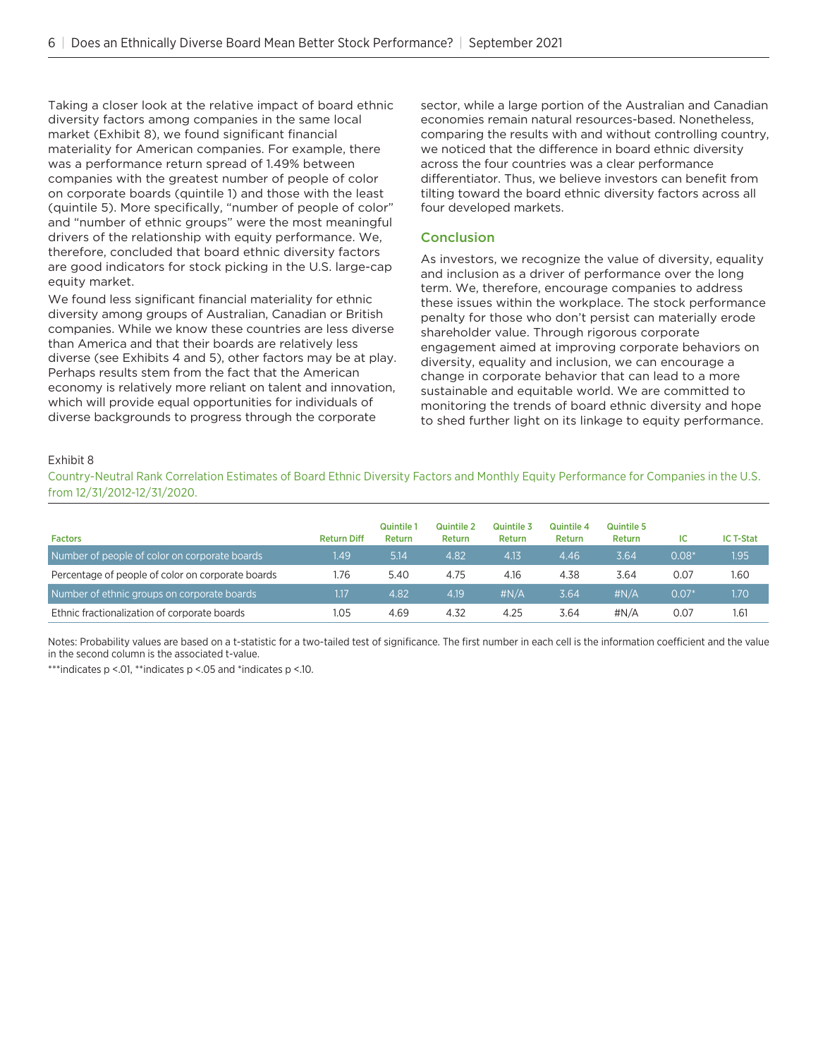Taking a closer look at the relative impact of board ethnic diversity factors among companies in the same local market (Exhibit 8), we found significant financial materiality for American companies. For example, there was a performance return spread of 1.49% between companies with the greatest number of people of color on corporate boards (quintile 1) and those with the least (quintile 5). More specifically, "number of people of color" and "number of ethnic groups" were the most meaningful drivers of the relationship with equity performance. We, therefore, concluded that board ethnic diversity factors are good indicators for stock picking in the U.S. large-cap equity market.

We found less significant financial materiality for ethnic diversity among groups of Australian, Canadian or British companies. While we know these countries are less diverse than America and that their boards are relatively less diverse (see Exhibits 4 and 5), other factors may be at play. Perhaps results stem from the fact that the American economy is relatively more reliant on talent and innovation, which will provide equal opportunities for individuals of diverse backgrounds to progress through the corporate sector, while a large portion of the Australian and Canadian economies remain natural resources-based. Nonetheless, comparing the results with and without controlling country, we noticed that the difference in board ethnic diversity across the four countries was a clear performance differentiator. Thus, we believe investors can benefit from tilting toward the board ethnic diversity factors across all four developed markets.

## Conclusion

As investors, we recognize the value of diversity, equality and inclusion as a driver of performance over the long term. We, therefore, encourage companies to address these issues within the workplace. The stock performance penalty for those who don't persist can materially erode shareholder value. Through rigorous corporate engagement aimed at improving corporate behaviors on diversity, equality and inclusion, we can encourage a change in corporate behavior that can lead to a more sustainable and equitable world. We are committed to monitoring the trends of board ethnic diversity and hope to shed further light on its linkage to equity performance.

Exhibit 8

Country-Neutral Rank Correlation Estimates of Board Ethnic Diversity Factors and Monthly Equity Performance for Companies in the U.S. from 12/31/2012-12/31/2020.

| Factors | Return Diff | Quintile 1 Return | Quintile 2 Return | Quintile 3 Return | Quintile 4 Return | Quintile 5 Return | IC | IC T-Stat |
|---|---|---|---|---|---|---|---|---|
| Number of people of color on corporate boards | 1.49 | 5.14 | 4.82 | 4.13 | 4.46 | 3.64 | 0.08* | 1.95 |
| Percentage of people of color on corporate boards | 1.76 | 5.40 | 4.75 | 4.16 | 4.38 | 3.64 | 0.07 | 1.60 |
| Number of ethnic groups on corporate boards | 1.17 | 4.82 | 4.19 | #N/A | 3.64 | #N/A | 0.07* | 1.70 |
| Ethnic fractionalization of corporate boards | 1.05 | 4.69 | 4.32 | 4.25 | 3.64 | #N/A | 0.07 | 1.61 |

Notes: Probability values are based on a t-statistic for a two-tailed test of significance. The first number in each cell is the information coefficient and the value in the second column is the associated t-value.

***indicates p <.01, **indicates p <.05 and *indicates p <.10.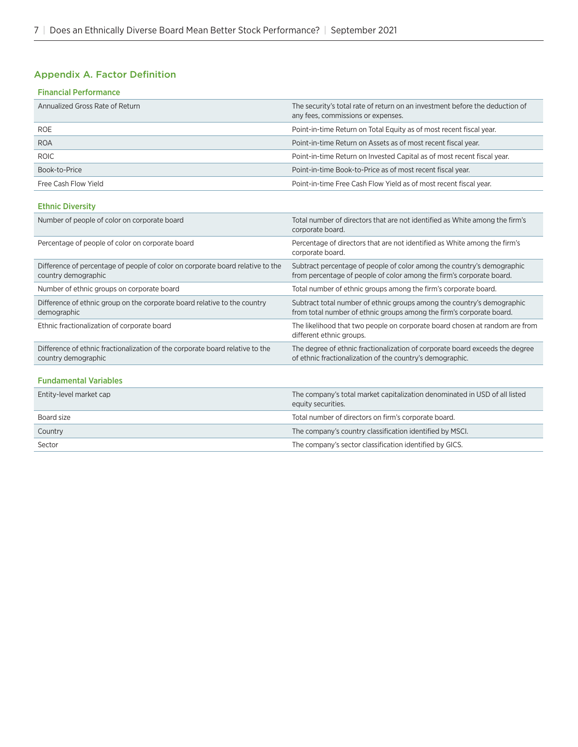## Appendix A. Factor Definition

### Financial Performance

| Factor | Definition |
|---|---|
| Annualized Gross Rate of Return | The security's total rate of return on an investment before the deduction of any fees, commissions or expenses. |
| ROE | Point-in-time Return on Total Equity as of most recent fiscal year. |
| ROA | Point-in-time Return on Assets as of most recent fiscal year. |
| ROIC | Point-in-time Return on Invested Capital as of most recent fiscal year. |
| Book-to-Price | Point-in-time Book-to-Price as of most recent fiscal year. |
| Free Cash Flow Yield | Point-in-time Free Cash Flow Yield as of most recent fiscal year. |

### Ethnic Diversity

| Factor | Definition |
|---|---|
| Number of people of color on corporate board | Total number of directors that are not identified as White among the firm's corporate board. |
| Percentage of people of color on corporate board | Percentage of directors that are not identified as White among the firm's corporate board. |
| Difference of percentage of people of color on corporate board relative to the country demographic | Subtract percentage of people of color among the country's demographic from percentage of people of color among the firm's corporate board. |
| Number of ethnic groups on corporate board | Total number of ethnic groups among the firm's corporate board. |
| Difference of ethnic group on the corporate board relative to the country demographic | Subtract total number of ethnic groups among the country's demographic from total number of ethnic groups among the firm's corporate board. |
| Ethnic fractionalization of corporate board | The likelihood that two people on corporate board chosen at random are from different ethnic groups. |
| Difference of ethnic fractionalization of the corporate board relative to the country demographic | The degree of ethnic fractionalization of corporate board exceeds the degree of ethnic fractionalization of the country's demographic. |

### Fundamental Variables

| Factor | Definition |
|---|---|
| Entity-level market cap | The company's total market capitalization denominated in USD of all listed equity securities. |
| Board size | Total number of directors on firm's corporate board. |
| Country | The company's country classification identified by MSCI. |
| Sector | The company's sector classification identified by GICS. |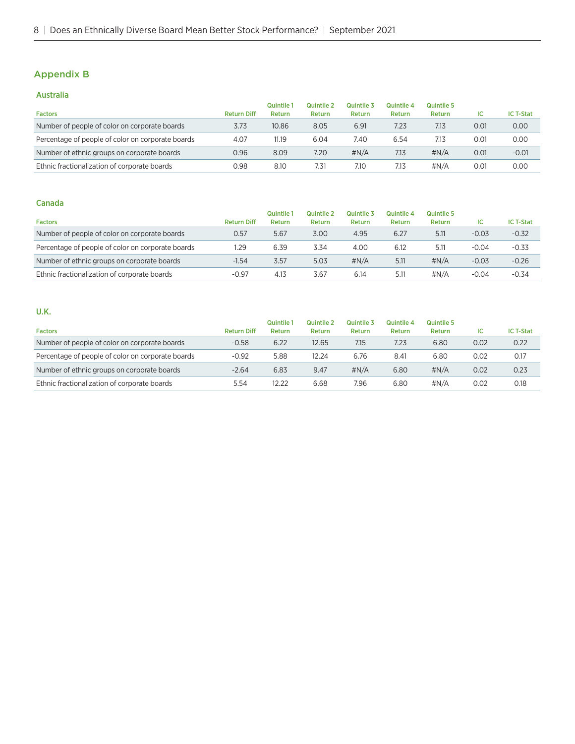## Appendix B

### Australia

| Factors | Return Diff | Quintile 1 Return | Quintile 2 Return | Quintile 3 Return | Quintile 4 Return | Quintile 5 Return | IC | IC T-Stat |
|---|---|---|---|---|---|---|---|---|
| Number of people of color on corporate boards | 3.73 | 10.86 | 8.05 | 6.91 | 7.23 | 7.13 | 0.01 | 0.00 |
| Percentage of people of color on corporate boards | 4.07 | 11.19 | 6.04 | 7.40 | 6.54 | 7.13 | 0.01 | 0.00 |
| Number of ethnic groups on corporate boards | 0.96 | 8.09 | 7.20 | #N/A | 7.13 | #N/A | 0.01 | -0.01 |
| Ethnic fractionalization of corporate boards | 0.98 | 8.10 | 7.31 | 7.10 | 7.13 | #N/A | 0.01 | 0.00 |

### Canada

| Factors | Return Diff | Quintile 1 Return | Quintile 2 Return | Quintile 3 Return | Quintile 4 Return | Quintile 5 Return | IC | IC T-Stat |
|---|---|---|---|---|---|---|---|---|
| Number of people of color on corporate boards | 0.57 | 5.67 | 3.00 | 4.95 | 6.27 | 5.11 | -0.03 | -0.32 |
| Percentage of people of color on corporate boards | 1.29 | 6.39 | 3.34 | 4.00 | 6.12 | 5.11 | -0.04 | -0.33 |
| Number of ethnic groups on corporate boards | -1.54 | 3.57 | 5.03 | #N/A | 5.11 | #N/A | -0.03 | -0.26 |
| Ethnic fractionalization of corporate boards | -0.97 | 4.13 | 3.67 | 6.14 | 5.11 | #N/A | -0.04 | -0.34 |

### U.K.

| Factors | Return Diff | Quintile 1 Return | Quintile 2 Return | Quintile 3 Return | Quintile 4 Return | Quintile 5 Return | IC | IC T-Stat |
|---|---|---|---|---|---|---|---|---|
| Number of people of color on corporate boards | -0.58 | 6.22 | 12.65 | 7.15 | 7.23 | 6.80 | 0.02 | 0.22 |
| Percentage of people of color on corporate boards | -0.92 | 5.88 | 12.24 | 6.76 | 8.41 | 6.80 | 0.02 | 0.17 |
| Number of ethnic groups on corporate boards | -2.64 | 6.83 | 9.47 | #N/A | 6.80 | #N/A | 0.02 | 0.23 |
| Ethnic fractionalization of corporate boards | 5.54 | 12.22 | 6.68 | 7.96 | 6.80 | #N/A | 0.02 | 0.18 |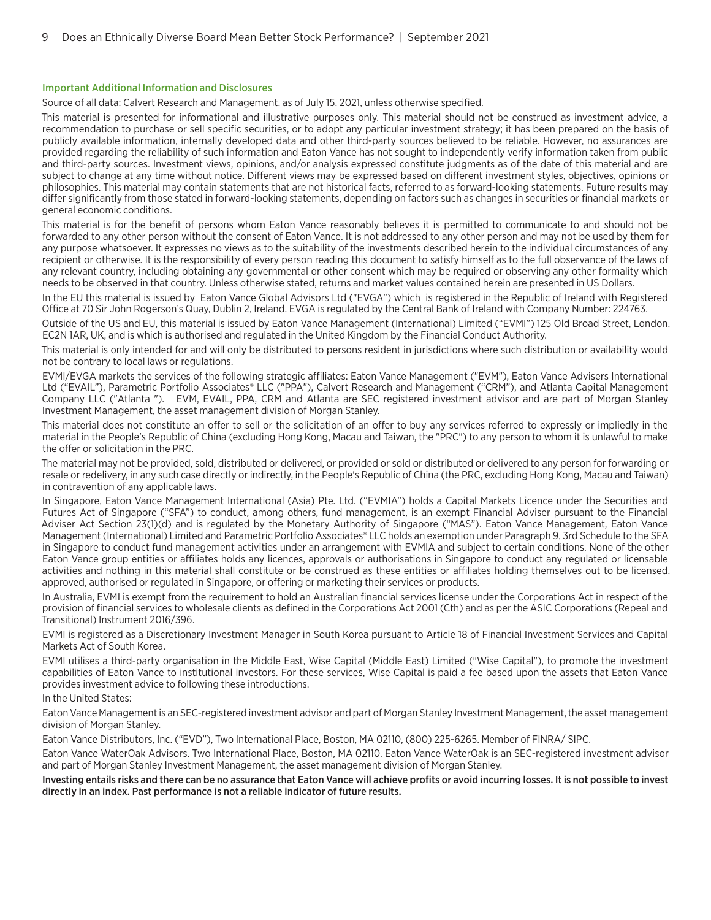## Important Additional Information and Disclosures

Source of all data: Calvert Research and Management, as of July 15, 2021, unless otherwise specified.

This material is presented for informational and illustrative purposes only. This material should not be construed as investment advice, a recommendation to purchase or sell specific securities, or to adopt any particular investment strategy; it has been prepared on the basis of publicly available information, internally developed data and other third-party sources believed to be reliable. However, no assurances are provided regarding the reliability of such information and Eaton Vance has not sought to independently verify information taken from public and third-party sources. Investment views, opinions, and/or analysis expressed constitute judgments as of the date of this material and are subject to change at any time without notice. Different views may be expressed based on different investment styles, objectives, opinions or philosophies. This material may contain statements that are not historical facts, referred to as forward-looking statements. Future results may differ significantly from those stated in forward-looking statements, depending on factors such as changes in securities or financial markets or general economic conditions.

This material is for the benefit of persons whom Eaton Vance reasonably believes it is permitted to communicate to and should not be forwarded to any other person without the consent of Eaton Vance. It is not addressed to any other person and may not be used by them for any purpose whatsoever. It expresses no views as to the suitability of the investments described herein to the individual circumstances of any recipient or otherwise. It is the responsibility of every person reading this document to satisfy himself as to the full observance of the laws of any relevant country, including obtaining any governmental or other consent which may be required or observing any other formality which needs to be observed in that country. Unless otherwise stated, returns and market values contained herein are presented in US Dollars.

In the EU this material is issued by Eaton Vance Global Advisors Ltd ("EVGA") which is registered in the Republic of Ireland with Registered Office at 70 Sir John Rogerson's Quay, Dublin 2, Ireland. EVGA is regulated by the Central Bank of Ireland with Company Number: 224763.

Outside of the US and EU, this material is issued by Eaton Vance Management (International) Limited ("EVMI") 125 Old Broad Street, London, EC2N 1AR, UK, and is which is authorised and regulated in the United Kingdom by the Financial Conduct Authority.

This material is only intended for and will only be distributed to persons resident in jurisdictions where such distribution or availability would not be contrary to local laws or regulations.

EVMI/EVGA markets the services of the following strategic affiliates: Eaton Vance Management ("EVM"), Eaton Vance Advisers International Ltd ("EVAIL"), Parametric Portfolio Associates® LLC ("PPA"), Calvert Research and Management ("CRM"), and Atlanta Capital Management Company LLC ("Atlanta "). EVM, EVAIL, PPA, CRM and Atlanta are SEC registered investment advisor and are part of Morgan Stanley Investment Management, the asset management division of Morgan Stanley.

This material does not constitute an offer to sell or the solicitation of an offer to buy any services referred to expressly or impliedly in the material in the People's Republic of China (excluding Hong Kong, Macau and Taiwan, the "PRC") to any person to whom it is unlawful to make the offer or solicitation in the PRC.

The material may not be provided, sold, distributed or delivered, or provided or sold or distributed or delivered to any person for forwarding or resale or redelivery, in any such case directly or indirectly, in the People's Republic of China (the PRC, excluding Hong Kong, Macau and Taiwan) in contravention of any applicable laws.

In Singapore, Eaton Vance Management International (Asia) Pte. Ltd. ("EVMIA") holds a Capital Markets Licence under the Securities and Futures Act of Singapore ("SFA") to conduct, among others, fund management, is an exempt Financial Adviser pursuant to the Financial Adviser Act Section 23(1)(d) and is regulated by the Monetary Authority of Singapore ("MAS"). Eaton Vance Management, Eaton Vance Management (International) Limited and Parametric Portfolio Associates® LLC holds an exemption under Paragraph 9, 3rd Schedule to the SFA in Singapore to conduct fund management activities under an arrangement with EVMIA and subject to certain conditions. None of the other Eaton Vance group entities or affiliates holds any licences, approvals or authorisations in Singapore to conduct any regulated or licensable activities and nothing in this material shall constitute or be construed as these entities or affiliates holding themselves out to be licensed, approved, authorised or regulated in Singapore, or offering or marketing their services or products.

In Australia, EVMI is exempt from the requirement to hold an Australian financial services license under the Corporations Act in respect of the provision of financial services to wholesale clients as defined in the Corporations Act 2001 (Cth) and as per the ASIC Corporations (Repeal and Transitional) Instrument 2016/396.

EVMI is registered as a Discretionary Investment Manager in South Korea pursuant to Article 18 of Financial Investment Services and Capital Markets Act of South Korea.

EVMI utilises a third-party organisation in the Middle East, Wise Capital (Middle East) Limited ("Wise Capital"), to promote the investment capabilities of Eaton Vance to institutional investors. For these services, Wise Capital is paid a fee based upon the assets that Eaton Vance provides investment advice to following these introductions.

In the United States:

Eaton Vance Management is an SEC-registered investment advisor and part of Morgan Stanley Investment Management, the asset management division of Morgan Stanley.

Eaton Vance Distributors, Inc. ("EVD"), Two International Place, Boston, MA 02110, (800) 225-6265. Member of FINRA/ SIPC.

Eaton Vance WaterOak Advisors. Two International Place, Boston, MA 02110. Eaton Vance WaterOak is an SEC-registered investment advisor and part of Morgan Stanley Investment Management, the asset management division of Morgan Stanley.

**Investing entails risks and there can be no assurance that Eaton Vance will achieve profits or avoid incurring losses. It is not possible to invest directly in an index. Past performance is not a reliable indicator of future results.**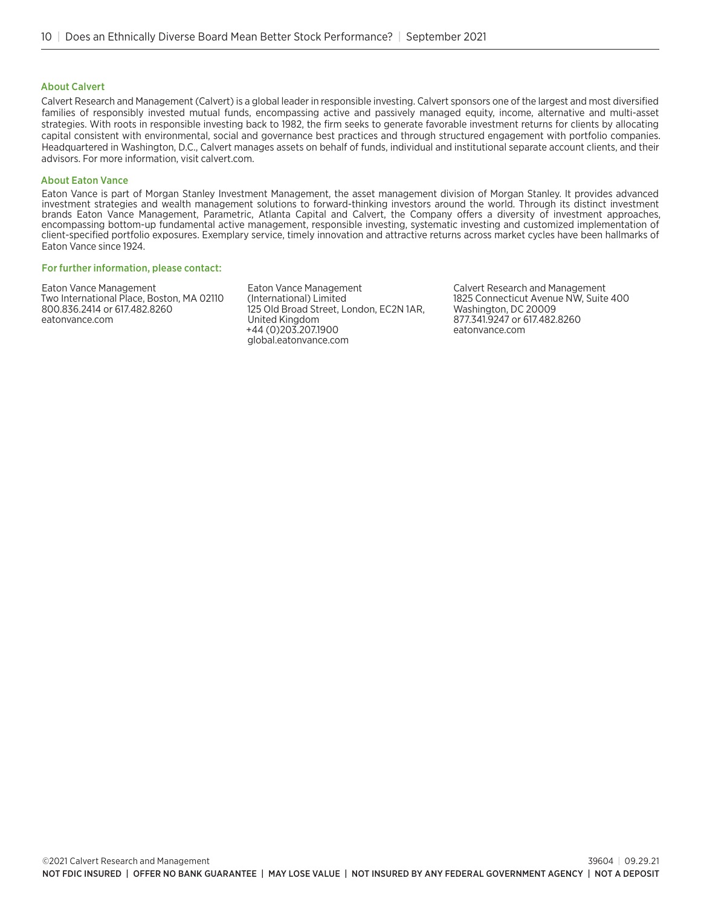### About Calvert

Calvert Research and Management (Calvert) is a global leader in responsible investing. Calvert sponsors one of the largest and most diversified families of responsibly invested mutual funds, encompassing active and passively managed equity, income, alternative and multi-asset strategies. With roots in responsible investing back to 1982, the firm seeks to generate favorable investment returns for clients by allocating capital consistent with environmental, social and governance best practices and through structured engagement with portfolio companies. Headquartered in Washington, D.C., Calvert manages assets on behalf of funds, individual and institutional separate account clients, and their advisors. For more information, visit calvert.com.

### About Eaton Vance

Eaton Vance is part of Morgan Stanley Investment Management, the asset management division of Morgan Stanley. It provides advanced investment strategies and wealth management solutions to forward-thinking investors around the world. Through its distinct investment brands Eaton Vance Management, Parametric, Atlanta Capital and Calvert, the Company offers a diversity of investment approaches, encompassing bottom-up fundamental active management, responsible investing, systematic investing and customized implementation of client-specified portfolio exposures. Exemplary service, timely innovation and attractive returns across market cycles have been hallmarks of Eaton Vance since 1924.

### For further information, please contact:

Eaton Vance Management
Two International Place, Boston, MA 02110
800.836.2414 or 617.482.8260
eatonvance.com

Eaton Vance Management
(International) Limited
125 Old Broad Street, London, EC2N 1AR, United Kingdom
+44 (0)203.207.1900
global.eatonvance.com

Calvert Research and Management
1825 Connecticut Avenue NW, Suite 400
Washington, DC 20009
877.341.9247 or 617.482.8260
eatonvance.com

©2021 Calvert Research and Management

39604 | 09.29.21

NOT FDIC INSURED | OFFER NO BANK GUARANTEE | MAY LOSE VALUE | NOT INSURED BY ANY FEDERAL GOVERNMENT AGENCY | NOT A DEPOSIT